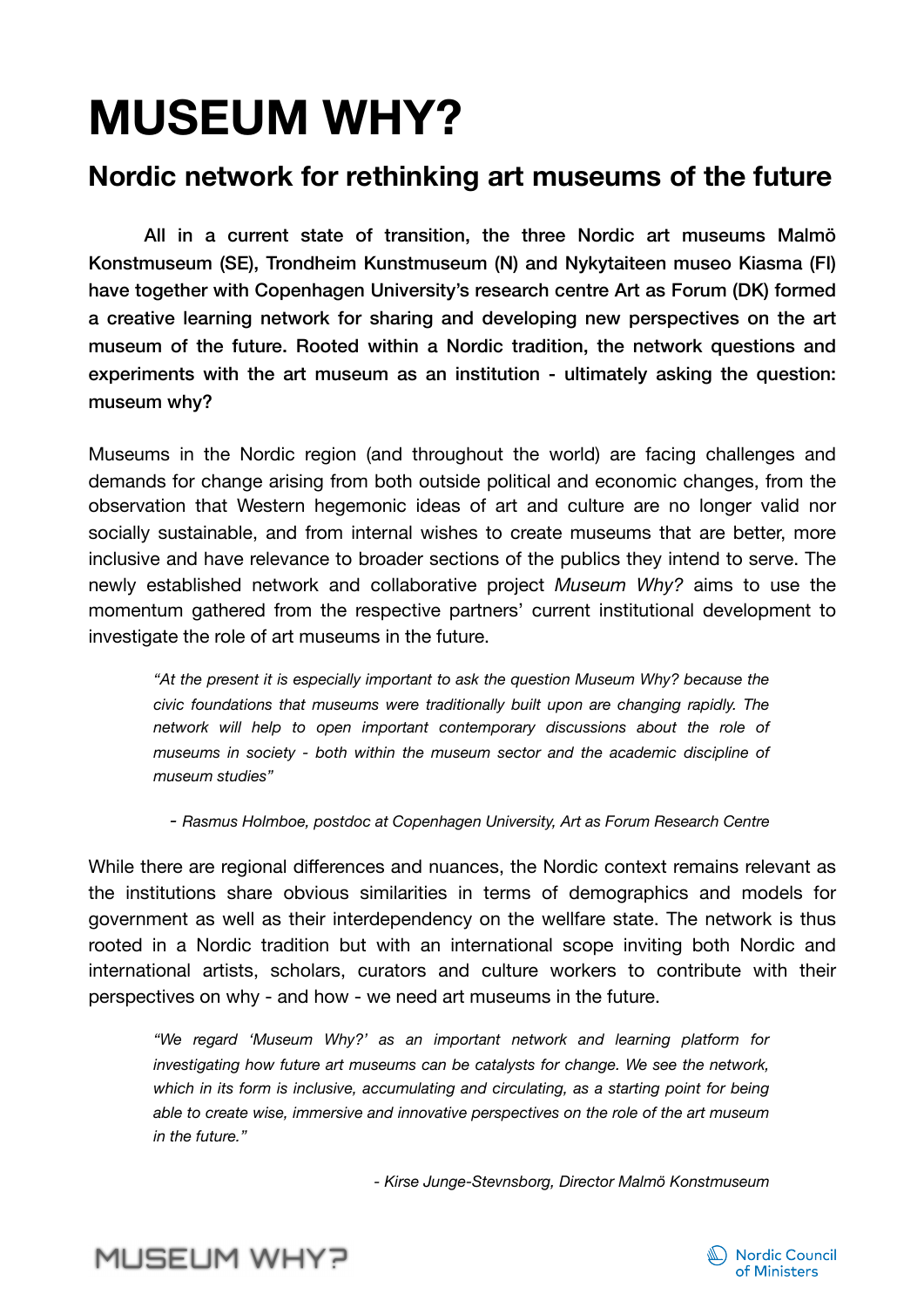# MUSEUM WHY?

## Nordic network for rethinking art museums of the future

**All in a current state of transition, the three Nordic art museums Malmö Konstmuseum (SE), Trondheim Kunstmuseum (N) and Nykytaiteen museo Kiasma (FI) have together with Copenhagen University's research centre Art as Forum (DK) formed a creative learning network for sharing and developing new perspectives on the art museum of the future. Rooted within a Nordic tradition, the network questions and experiments with the art museum as an institution - ultimately asking the question: museum why?**

Museums in the Nordic region (and throughout the world) are facing challenges and demands for change arising from both outside political and economic changes, from the observation that Western hegemonic ideas of art and culture are no longer valid nor socially sustainable, and from internal wishes to create museums that are better, more inclusive and have relevance to broader sections of the publics they intend to serve. The newly established network and collaborative project *Museum Why?* aims to use the momentum gathered from the respective partners' current institutional development to investigate the role of art museums in the future.

> *"At the present it is especially important to ask the question Museum Why? because the civic foundations that museums were traditionally built upon are changing rapidly. The network will help to open important contemporary discussions about the role of museums in society - both within the museum sector and the academic discipline of museum studies"*
>
> *- Rasmus Holmboe, postdoc at Copenhagen University, Art as Forum Research Centre*

While there are regional differences and nuances, the Nordic context remains relevant as the institutions share obvious similarities in terms of demographics and models for government as well as their interdependency on the wellfare state. The network is thus rooted in a Nordic tradition but with an international scope inviting both Nordic and international artists, scholars, curators and culture workers to contribute with their perspectives on why - and how - we need art museums in the future.

> *"We regard 'Museum Why?' as an important network and learning platform for investigating how future art museums can be catalysts for change. We see the network, which in its form is inclusive, accumulating and circulating, as a starting point for being able to create wise, immersive and innovative perspectives on the role of the art museum in the future."*
>
> *- Kirse Junge-Stevnsborg, Director Malmö Konstmuseum*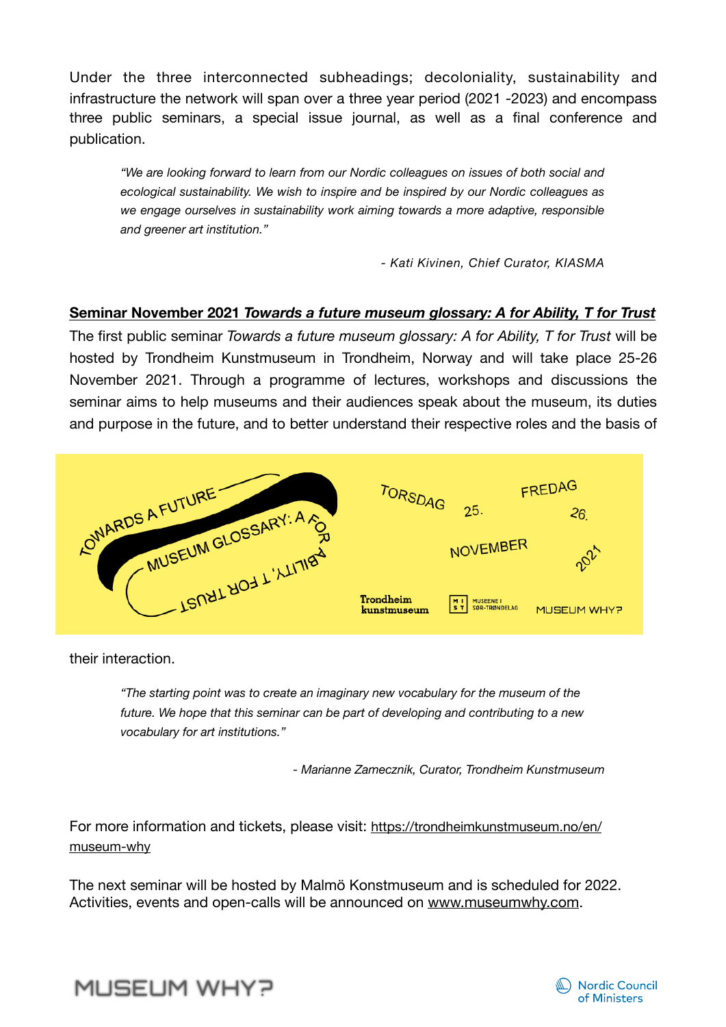Under the three interconnected subheadings; decoloniality, sustainability and infrastructure the network will span over a three year period (2021 -2023) and encompass three public seminars, a special issue journal, as well as a final conference and publication.

> *"We are looking forward to learn from our Nordic colleagues on issues of both social and ecological sustainability. We wish to inspire and be inspired by our Nordic colleagues as we engage ourselves in sustainability work aiming towards a more adaptive, responsible and greener art institution."*
>
> *- Kati Kivinen, Chief Curator, KIASMA*

**Seminar November 2021 *Towards a future museum glossary: A for Ability, T for Trust***

The first public seminar *Towards a future museum glossary: A for Ability, T for Trust* will be hosted by Trondheim Kunstmuseum in Trondheim, Norway and will take place 25-26 November 2021. Through a programme of lectures, workshops and discussions the seminar aims to help museums and their audiences speak about the museum, its duties and purpose in the future, and to better understand their respective roles and the basis of their interaction.

> *"The starting point was to create an imaginary new vocabulary for the museum of the future. We hope that this seminar can be part of developing and contributing to a new vocabulary for art institutions."*
>
> *- Marianne Zamecznik, Curator, Trondheim Kunstmuseum*

For more information and tickets, please visit: https://trondheimkunstmuseum.no/en/museum-why

The next seminar will be hosted by Malmö Konstmuseum and is scheduled for 2022. Activities, events and open-calls will be announced on www.museumwhy.com.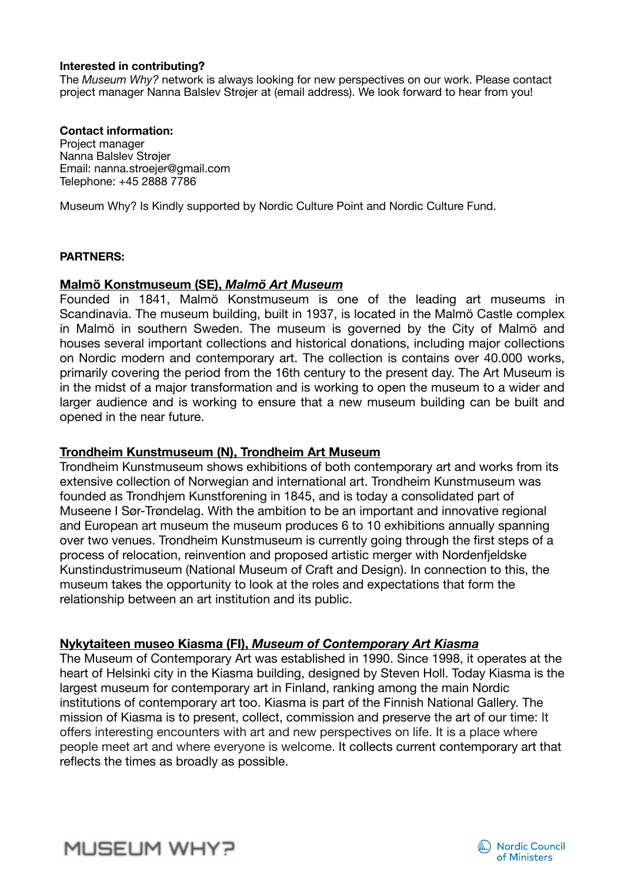**Interested in contributing?**
The *Museum Why?* network is always looking for new perspectives on our work. Please contact project manager Nanna Balslev Strøjer at (email address). We look forward to hear from you!

**Contact information:**
Project manager
Nanna Balslev Strøjer
Email: nanna.stroejer@gmail.com
Telephone: +45 2888 7786

Museum Why? Is Kindly supported by Nordic Culture Point and Nordic Culture Fund.

**PARTNERS:**

**Malmö Konstmuseum (SE), *Malmö Art Museum***

Founded in 1841, Malmö Konstmuseum is one of the leading art museums in Scandinavia. The museum building, built in 1937, is located in the Malmö Castle complex in Malmö in southern Sweden. The museum is governed by the City of Malmö and houses several important collections and historical donations, including major collections on Nordic modern and contemporary art. The collection is contains over 40.000 works, primarily covering the period from the 16th century to the present day. The Art Museum is in the midst of a major transformation and is working to open the museum to a wider and larger audience and is working to ensure that a new museum building can be built and opened in the near future.

**Trondheim Kunstmuseum (N), Trondheim Art Museum**

Trondheim Kunstmuseum shows exhibitions of both contemporary art and works from its extensive collection of Norwegian and international art. Trondheim Kunstmuseum was founded as Trondhjem Kunstforening in 1845, and is today a consolidated part of Museene I Sør-Trøndelag. With the ambition to be an important and innovative regional and European art museum the museum produces 6 to 10 exhibitions annually spanning over two venues. Trondheim Kunstmuseum is currently going through the first steps of a process of relocation, reinvention and proposed artistic merger with Nordenfjeldske Kunstindustrimuseum (National Museum of Craft and Design). In connection to this, the museum takes the opportunity to look at the roles and expectations that form the relationship between an art institution and its public.

**Nykytaiteen museo Kiasma (FI), *Museum of Contemporary Art Kiasma***

The Museum of Contemporary Art was established in 1990. Since 1998, it operates at the heart of Helsinki city in the Kiasma building, designed by Steven Holl. Today Kiasma is the largest museum for contemporary art in Finland, ranking among the main Nordic institutions of contemporary art too. Kiasma is part of the Finnish National Gallery. The mission of Kiasma is to present, collect, commission and preserve the art of our time: It offers interesting encounters with art and new perspectives on life. It is a place where people meet art and where everyone is welcome. It collects current contemporary art that reflects the times as broadly as possible.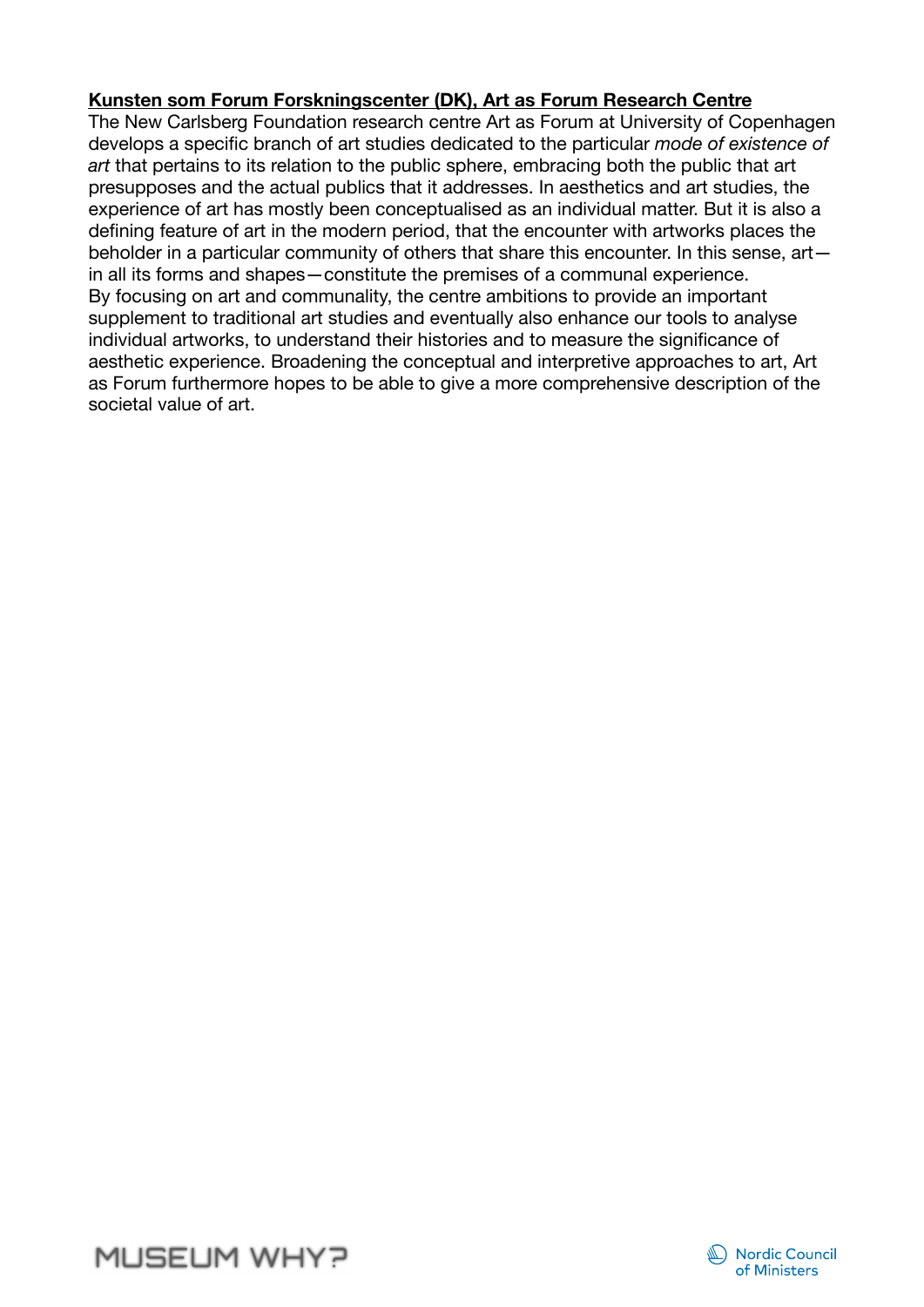**Kunsten som Forum Forskningscenter (DK), Art as Forum Research Centre**

The New Carlsberg Foundation research centre Art as Forum at University of Copenhagen develops a specific branch of art studies dedicated to the particular *mode of existence of art* that pertains to its relation to the public sphere, embracing both the public that art presupposes and the actual publics that it addresses. In aesthetics and art studies, the experience of art has mostly been conceptualised as an individual matter. But it is also a defining feature of art in the modern period, that the encounter with artworks places the beholder in a particular community of others that share this encounter. In this sense, art—in all its forms and shapes—constitute the premises of a communal experience.
By focusing on art and communality, the centre ambitions to provide an important supplement to traditional art studies and eventually also enhance our tools to analyse individual artworks, to understand their histories and to measure the significance of aesthetic experience. Broadening the conceptual and interpretive approaches to art, Art as Forum furthermore hopes to be able to give a more comprehensive description of the societal value of art.